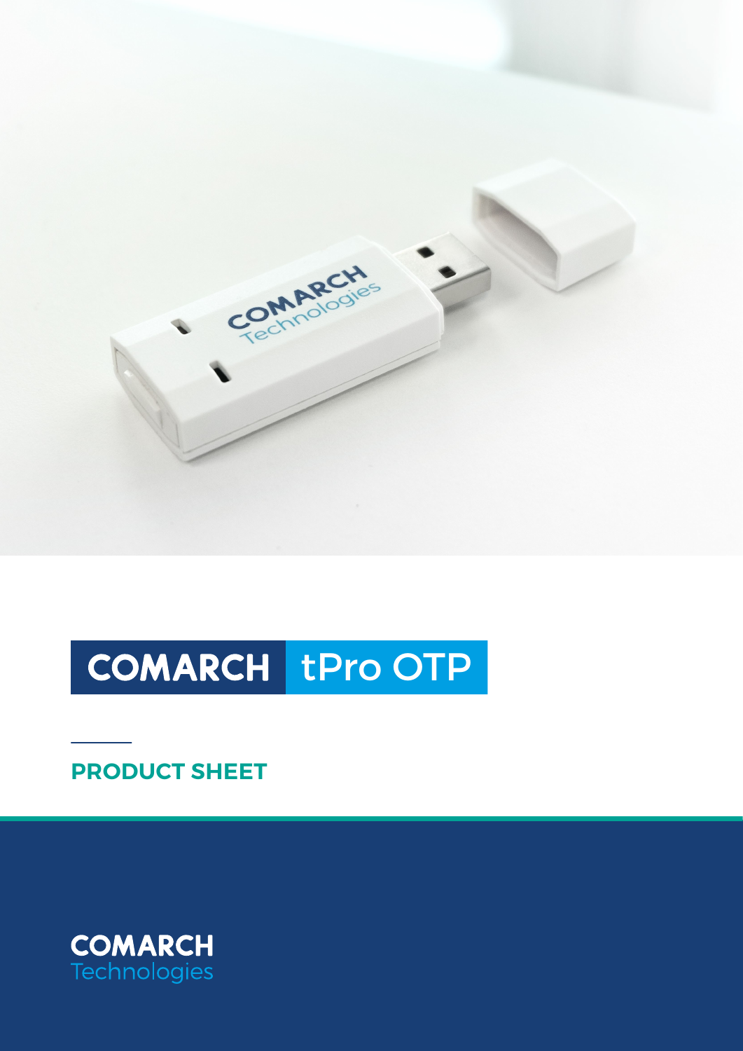# COMARCH tPro OTP

## PRODUCT SHEET

COMARCH Technologies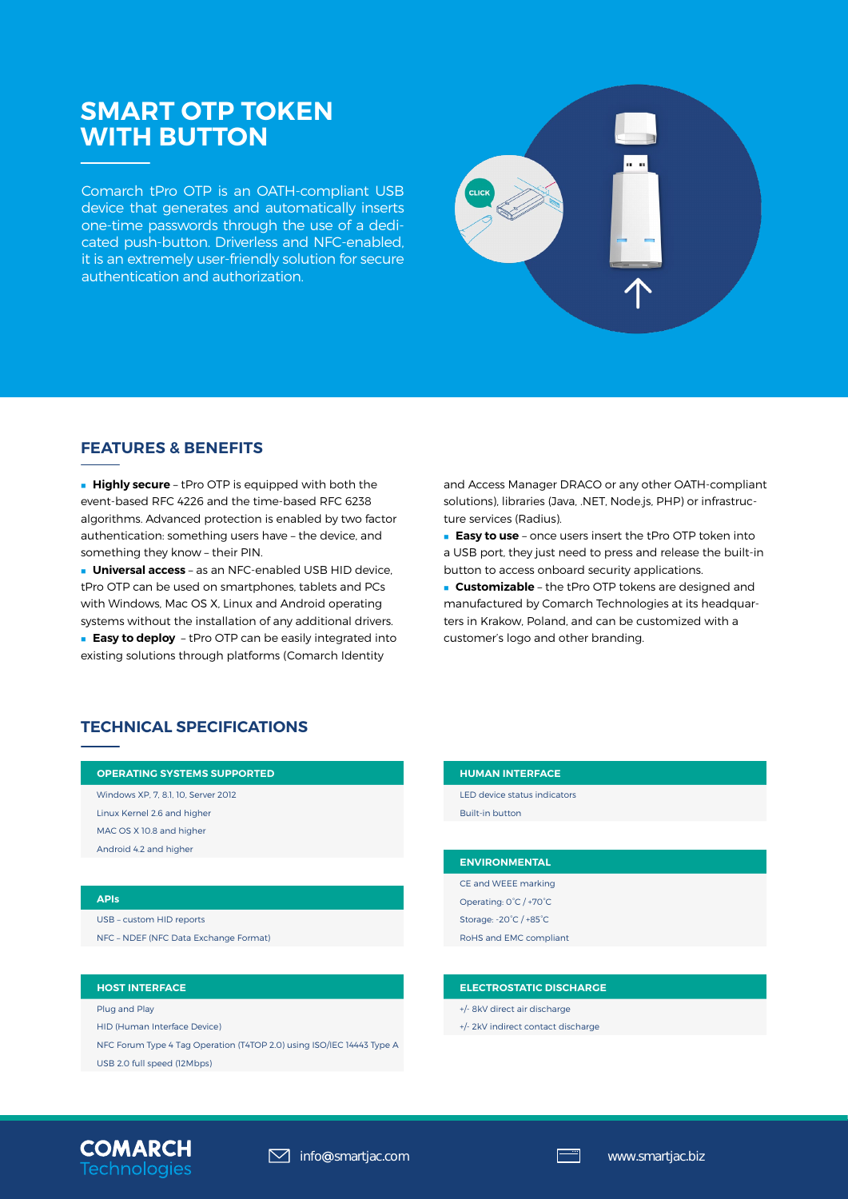# SMART OTP TOKEN WITH BUTTON

Comarch tPro OTP is an OATH-compliant USB device that generates and automatically inserts one-time passwords through the use of a dedicated push-button. Driverless and NFC-enabled, it is an extremely user-friendly solution for secure authentication and authorization.

CLICK

## FEATURES & BENEFITS

- **Highly secure** – tPro OTP is equipped with both the event-based RFC 4226 and the time-based RFC 6238 algorithms. Advanced protection is enabled by two factor authentication: something users have – the device, and something they know – their PIN.
- **Universal access** – as an NFC-enabled USB HID device, tPro OTP can be used on smartphones, tablets and PCs with Windows, Mac OS X, Linux and Android operating systems without the installation of any additional drivers.
- **Easy to deploy** – tPro OTP can be easily integrated into existing solutions through platforms (Comarch Identity and Access Manager DRACO or any other OATH-compliant solutions), libraries (Java, .NET, Node.js, PHP) or infrastructure services (Radius).
- **Easy to use** – once users insert the tPro OTP token into a USB port, they just need to press and release the built-in button to access onboard security applications.
- **Customizable** – the tPro OTP tokens are designed and manufactured by Comarch Technologies at its headquarters in Krakow, Poland, and can be customized with a customer's logo and other branding.

## TECHNICAL SPECIFICATIONS

| OPERATING SYSTEMS SUPPORTED |
|---|
| Windows XP, 7, 8.1, 10, Server 2012 |
| Linux Kernel 2.6 and higher |
| MAC OS X 10.8 and higher |
| Android 4.2 and higher |

| APIs |
|---|
| USB – custom HID reports |
| NFC – NDEF (NFC Data Exchange Format) |

| HOST INTERFACE |
|---|
| Plug and Play |
| HID (Human Interface Device) |
| NFC Forum Type 4 Tag Operation (T4TOP 2.0) using ISO/IEC 14443 Type A |
| USB 2.0 full speed (12Mbps) |

| HUMAN INTERFACE |
|---|
| LED device status indicators |
| Built-in button |

| ENVIRONMENTAL |
|---|
| CE and WEEE marking |
| Operating: 0˚C / +70˚C |
| Storage: -20˚C / +85˚C |
| RoHS and EMC compliant |

| ELECTROSTATIC DISCHARGE |
|---|
| +/- 8kV direct air discharge |
| +/- 2kV indirect contact discharge |

COMARCH Technologies

info@smartjac.com

www.smartjac.biz